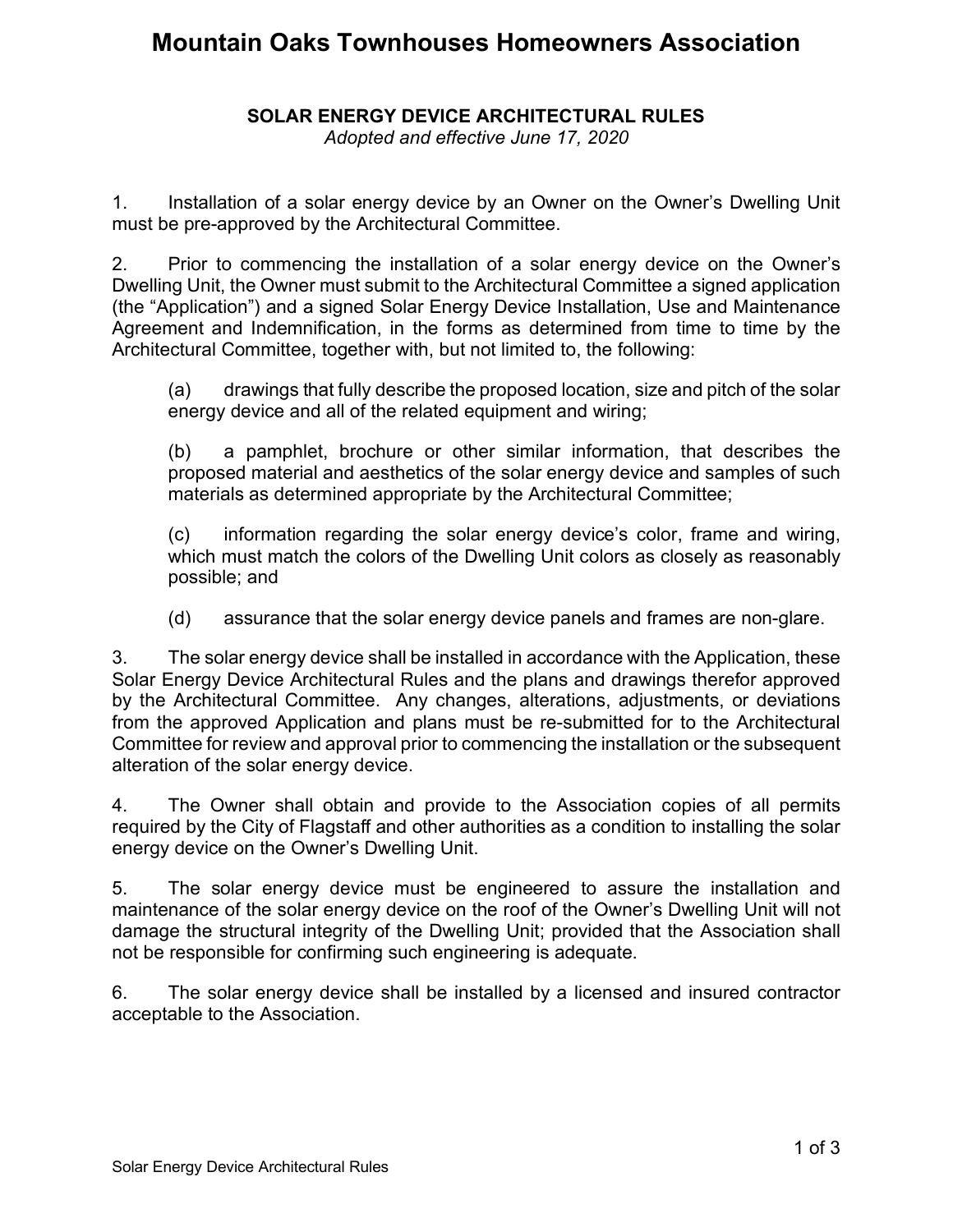# Mountain Oaks Townhouses Homeowners Association

## SOLAR ENERGY DEVICE ARCHITECTURAL RULES

*Adopted and effective June 17, 2020*

1. Installation of a solar energy device by an Owner on the Owner's Dwelling Unit must be pre-approved by the Architectural Committee.

2. Prior to commencing the installation of a solar energy device on the Owner's Dwelling Unit, the Owner must submit to the Architectural Committee a signed application (the "Application") and a signed Solar Energy Device Installation, Use and Maintenance Agreement and Indemnification, in the forms as determined from time to time by the Architectural Committee, together with, but not limited to, the following:

   (a) drawings that fully describe the proposed location, size and pitch of the solar energy device and all of the related equipment and wiring;

   (b) a pamphlet, brochure or other similar information, that describes the proposed material and aesthetics of the solar energy device and samples of such materials as determined appropriate by the Architectural Committee;

   (c) information regarding the solar energy device's color, frame and wiring, which must match the colors of the Dwelling Unit colors as closely as reasonably possible; and

   (d) assurance that the solar energy device panels and frames are non-glare.

3. The solar energy device shall be installed in accordance with the Application, these Solar Energy Device Architectural Rules and the plans and drawings therefor approved by the Architectural Committee. Any changes, alterations, adjustments, or deviations from the approved Application and plans must be re-submitted for to the Architectural Committee for review and approval prior to commencing the installation or the subsequent alteration of the solar energy device.

4. The Owner shall obtain and provide to the Association copies of all permits required by the City of Flagstaff and other authorities as a condition to installing the solar energy device on the Owner's Dwelling Unit.

5. The solar energy device must be engineered to assure the installation and maintenance of the solar energy device on the roof of the Owner's Dwelling Unit will not damage the structural integrity of the Dwelling Unit; provided that the Association shall not be responsible for confirming such engineering is adequate.

6. The solar energy device shall be installed by a licensed and insured contractor acceptable to the Association.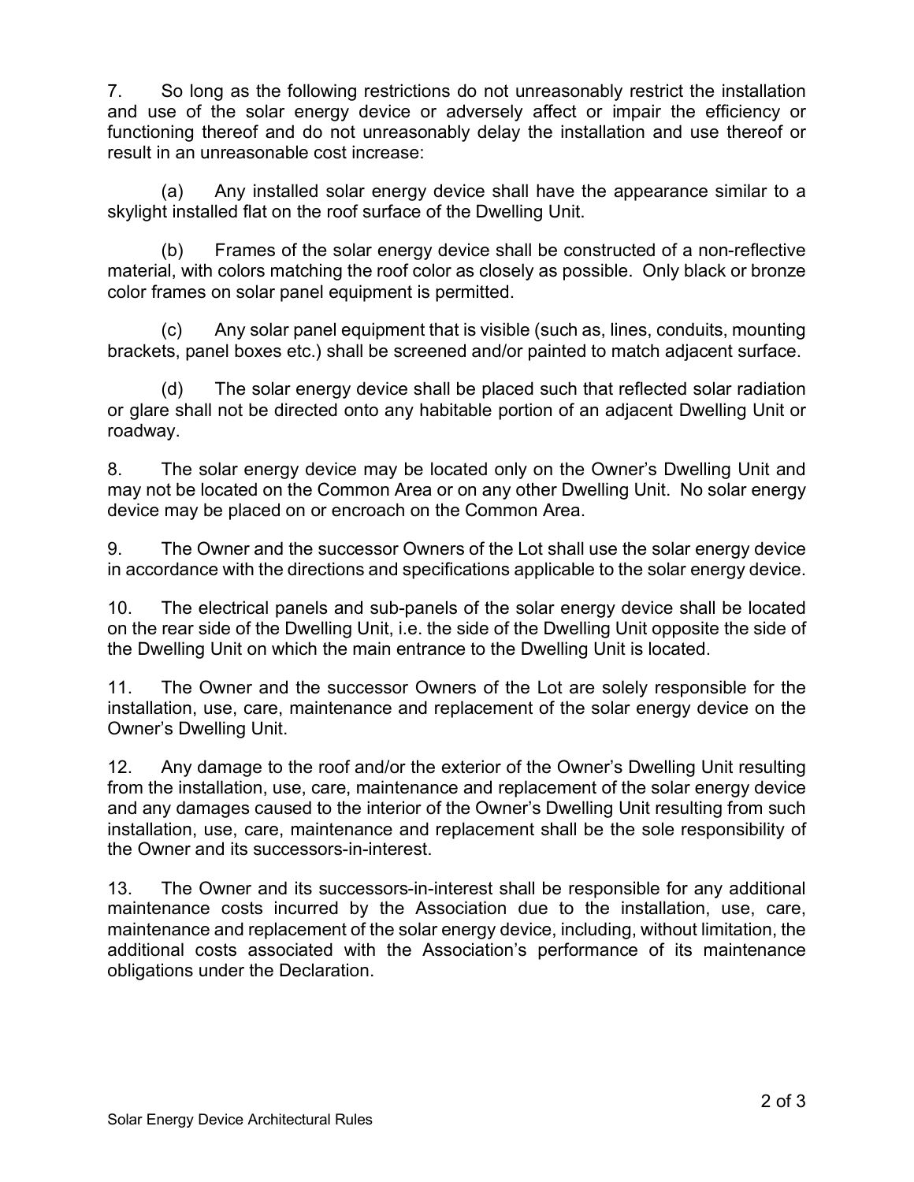7. So long as the following restrictions do not unreasonably restrict the installation and use of the solar energy device or adversely affect or impair the efficiency or functioning thereof and do not unreasonably delay the installation and use thereof or result in an unreasonable cost increase:

(a) Any installed solar energy device shall have the appearance similar to a skylight installed flat on the roof surface of the Dwelling Unit.

(b) Frames of the solar energy device shall be constructed of a non-reflective material, with colors matching the roof color as closely as possible. Only black or bronze color frames on solar panel equipment is permitted.

(c) Any solar panel equipment that is visible (such as, lines, conduits, mounting brackets, panel boxes etc.) shall be screened and/or painted to match adjacent surface.

(d) The solar energy device shall be placed such that reflected solar radiation or glare shall not be directed onto any habitable portion of an adjacent Dwelling Unit or roadway.

8. The solar energy device may be located only on the Owner's Dwelling Unit and may not be located on the Common Area or on any other Dwelling Unit. No solar energy device may be placed on or encroach on the Common Area.

9. The Owner and the successor Owners of the Lot shall use the solar energy device in accordance with the directions and specifications applicable to the solar energy device.

10. The electrical panels and sub-panels of the solar energy device shall be located on the rear side of the Dwelling Unit, i.e. the side of the Dwelling Unit opposite the side of the Dwelling Unit on which the main entrance to the Dwelling Unit is located.

11. The Owner and the successor Owners of the Lot are solely responsible for the installation, use, care, maintenance and replacement of the solar energy device on the Owner's Dwelling Unit.

12. Any damage to the roof and/or the exterior of the Owner's Dwelling Unit resulting from the installation, use, care, maintenance and replacement of the solar energy device and any damages caused to the interior of the Owner's Dwelling Unit resulting from such installation, use, care, maintenance and replacement shall be the sole responsibility of the Owner and its successors-in-interest.

13. The Owner and its successors-in-interest shall be responsible for any additional maintenance costs incurred by the Association due to the installation, use, care, maintenance and replacement of the solar energy device, including, without limitation, the additional costs associated with the Association's performance of its maintenance obligations under the Declaration.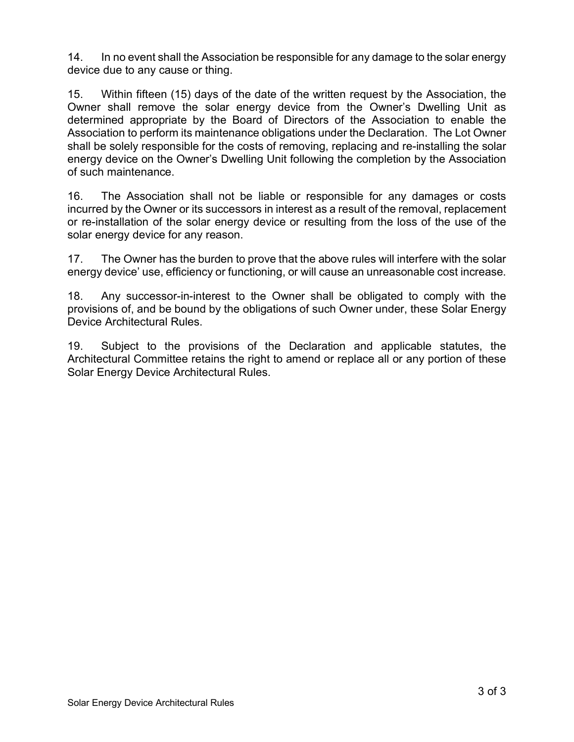14. In no event shall the Association be responsible for any damage to the solar energy device due to any cause or thing.

15. Within fifteen (15) days of the date of the written request by the Association, the Owner shall remove the solar energy device from the Owner's Dwelling Unit as determined appropriate by the Board of Directors of the Association to enable the Association to perform its maintenance obligations under the Declaration. The Lot Owner shall be solely responsible for the costs of removing, replacing and re-installing the solar energy device on the Owner's Dwelling Unit following the completion by the Association of such maintenance.

16. The Association shall not be liable or responsible for any damages or costs incurred by the Owner or its successors in interest as a result of the removal, replacement or re-installation of the solar energy device or resulting from the loss of the use of the solar energy device for any reason.

17. The Owner has the burden to prove that the above rules will interfere with the solar energy device' use, efficiency or functioning, or will cause an unreasonable cost increase.

18. Any successor-in-interest to the Owner shall be obligated to comply with the provisions of, and be bound by the obligations of such Owner under, these Solar Energy Device Architectural Rules.

19. Subject to the provisions of the Declaration and applicable statutes, the Architectural Committee retains the right to amend or replace all or any portion of these Solar Energy Device Architectural Rules.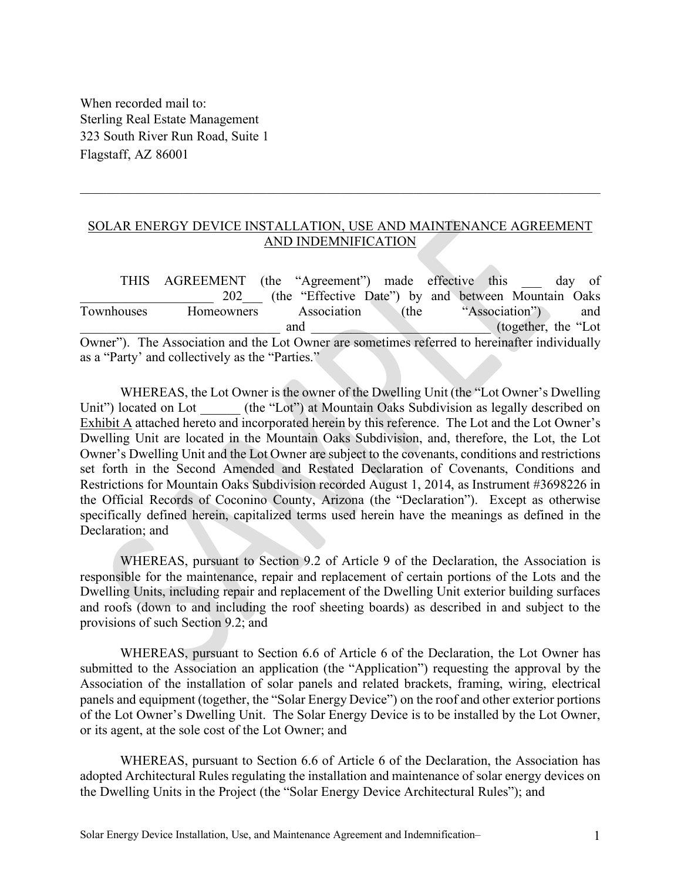When recorded mail to:
Sterling Real Estate Management
323 South River Run Road, Suite 1
Flagstaff, AZ 86001

---

SOLAR ENERGY DEVICE INSTALLATION, USE AND MAINTENANCE AGREEMENT AND INDEMNIFICATION

THIS AGREEMENT (the "Agreement") made effective this ___ day of ____________________ 202___ (the "Effective Date") by and between Mountain Oaks Townhouses Homeowners Association (the "Association") and _____________________________ and ___________________________ (together, the "Lot Owner"). The Association and the Lot Owner are sometimes referred to hereinafter individually as a "Party' and collectively as the "Parties."

WHEREAS, the Lot Owner is the owner of the Dwelling Unit (the "Lot Owner's Dwelling Unit") located on Lot ______ (the "Lot") at Mountain Oaks Subdivision as legally described on Exhibit A attached hereto and incorporated herein by this reference. The Lot and the Lot Owner's Dwelling Unit are located in the Mountain Oaks Subdivision, and, therefore, the Lot, the Lot Owner's Dwelling Unit and the Lot Owner are subject to the covenants, conditions and restrictions set forth in the Second Amended and Restated Declaration of Covenants, Conditions and Restrictions for Mountain Oaks Subdivision recorded August 1, 2014, as Instrument #3698226 in the Official Records of Coconino County, Arizona (the "Declaration"). Except as otherwise specifically defined herein, capitalized terms used herein have the meanings as defined in the Declaration; and

WHEREAS, pursuant to Section 9.2 of Article 9 of the Declaration, the Association is responsible for the maintenance, repair and replacement of certain portions of the Lots and the Dwelling Units, including repair and replacement of the Dwelling Unit exterior building surfaces and roofs (down to and including the roof sheeting boards) as described in and subject to the provisions of such Section 9.2; and

WHEREAS, pursuant to Section 6.6 of Article 6 of the Declaration, the Lot Owner has submitted to the Association an application (the "Application") requesting the approval by the Association of the installation of solar panels and related brackets, framing, wiring, electrical panels and equipment (together, the "Solar Energy Device") on the roof and other exterior portions of the Lot Owner's Dwelling Unit. The Solar Energy Device is to be installed by the Lot Owner, or its agent, at the sole cost of the Lot Owner; and

WHEREAS, pursuant to Section 6.6 of Article 6 of the Declaration, the Association has adopted Architectural Rules regulating the installation and maintenance of solar energy devices on the Dwelling Units in the Project (the "Solar Energy Device Architectural Rules"); and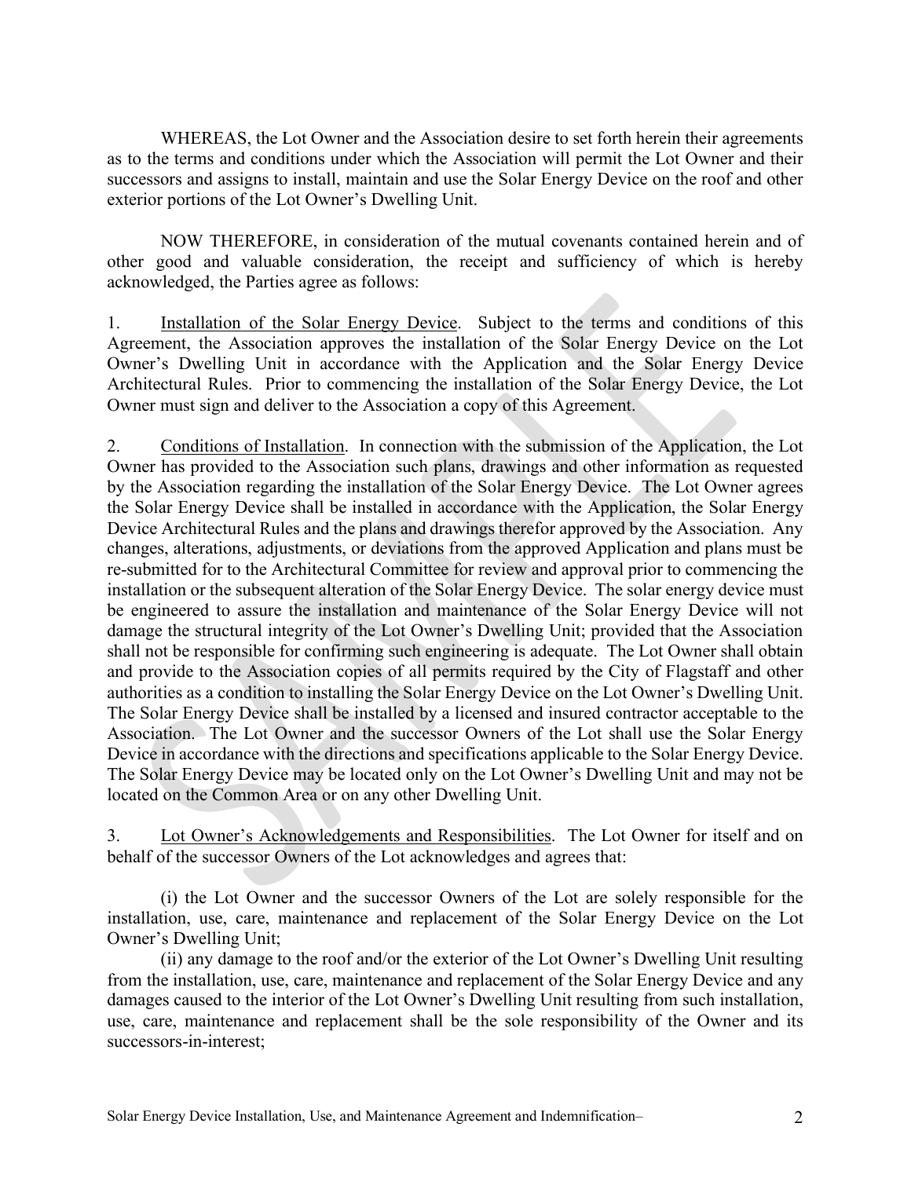WHEREAS, the Lot Owner and the Association desire to set forth herein their agreements as to the terms and conditions under which the Association will permit the Lot Owner and their successors and assigns to install, maintain and use the Solar Energy Device on the roof and other exterior portions of the Lot Owner's Dwelling Unit.

NOW THEREFORE, in consideration of the mutual covenants contained herein and of other good and valuable consideration, the receipt and sufficiency of which is hereby acknowledged, the Parties agree as follows:

1. Installation of the Solar Energy Device. Subject to the terms and conditions of this Agreement, the Association approves the installation of the Solar Energy Device on the Lot Owner's Dwelling Unit in accordance with the Application and the Solar Energy Device Architectural Rules. Prior to commencing the installation of the Solar Energy Device, the Lot Owner must sign and deliver to the Association a copy of this Agreement.

2. Conditions of Installation. In connection with the submission of the Application, the Lot Owner has provided to the Association such plans, drawings and other information as requested by the Association regarding the installation of the Solar Energy Device. The Lot Owner agrees the Solar Energy Device shall be installed in accordance with the Application, the Solar Energy Device Architectural Rules and the plans and drawings therefor approved by the Association. Any changes, alterations, adjustments, or deviations from the approved Application and plans must be re-submitted for to the Architectural Committee for review and approval prior to commencing the installation or the subsequent alteration of the Solar Energy Device. The solar energy device must be engineered to assure the installation and maintenance of the Solar Energy Device will not damage the structural integrity of the Lot Owner's Dwelling Unit; provided that the Association shall not be responsible for confirming such engineering is adequate. The Lot Owner shall obtain and provide to the Association copies of all permits required by the City of Flagstaff and other authorities as a condition to installing the Solar Energy Device on the Lot Owner's Dwelling Unit. The Solar Energy Device shall be installed by a licensed and insured contractor acceptable to the Association. The Lot Owner and the successor Owners of the Lot shall use the Solar Energy Device in accordance with the directions and specifications applicable to the Solar Energy Device. The Solar Energy Device may be located only on the Lot Owner's Dwelling Unit and may not be located on the Common Area or on any other Dwelling Unit.

3. Lot Owner's Acknowledgements and Responsibilities. The Lot Owner for itself and on behalf of the successor Owners of the Lot acknowledges and agrees that:

(i) the Lot Owner and the successor Owners of the Lot are solely responsible for the installation, use, care, maintenance and replacement of the Solar Energy Device on the Lot Owner's Dwelling Unit;

(ii) any damage to the roof and/or the exterior of the Lot Owner's Dwelling Unit resulting from the installation, use, care, maintenance and replacement of the Solar Energy Device and any damages caused to the interior of the Lot Owner's Dwelling Unit resulting from such installation, use, care, maintenance and replacement shall be the sole responsibility of the Owner and its successors-in-interest;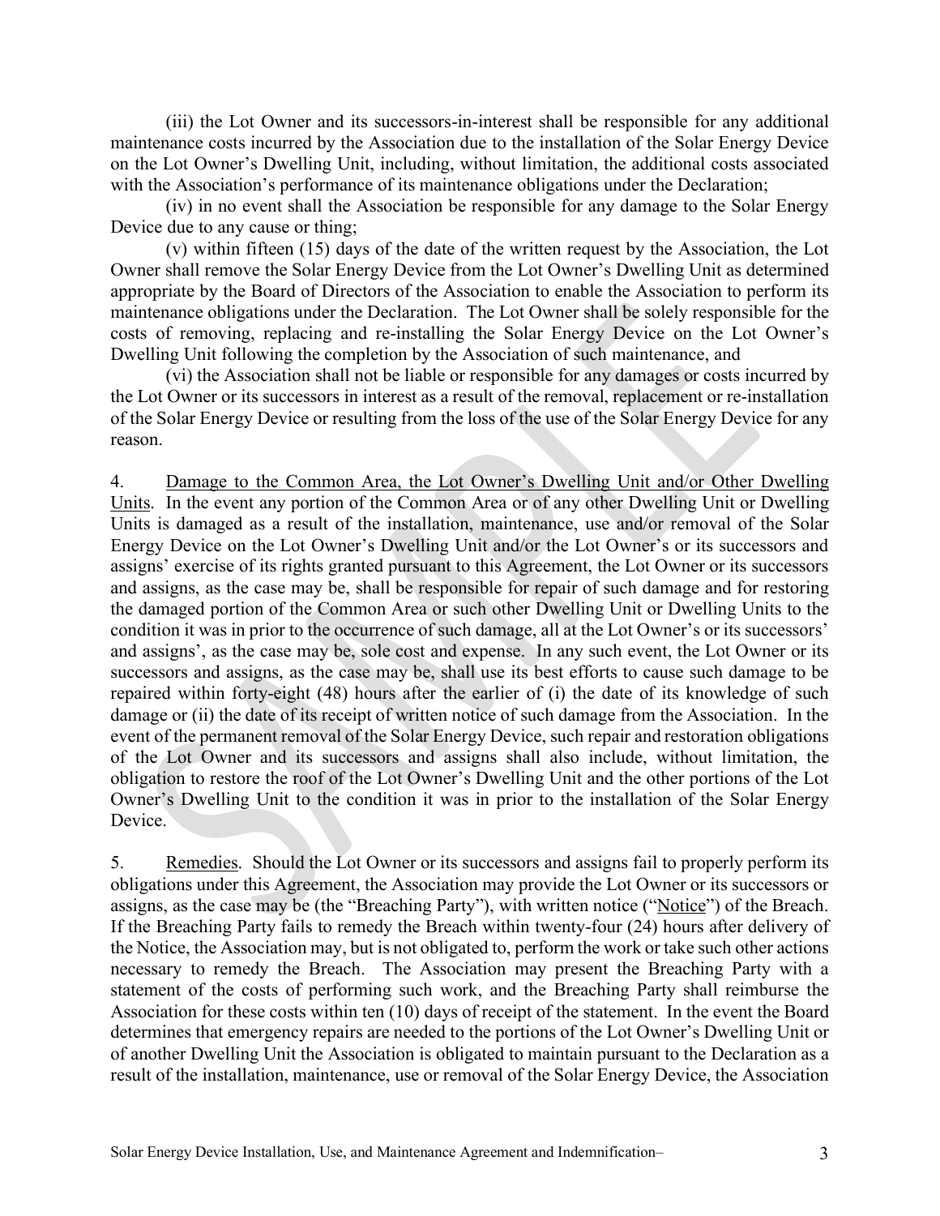(iii) the Lot Owner and its successors-in-interest shall be responsible for any additional maintenance costs incurred by the Association due to the installation of the Solar Energy Device on the Lot Owner's Dwelling Unit, including, without limitation, the additional costs associated with the Association's performance of its maintenance obligations under the Declaration;

(iv) in no event shall the Association be responsible for any damage to the Solar Energy Device due to any cause or thing;

(v) within fifteen (15) days of the date of the written request by the Association, the Lot Owner shall remove the Solar Energy Device from the Lot Owner's Dwelling Unit as determined appropriate by the Board of Directors of the Association to enable the Association to perform its maintenance obligations under the Declaration. The Lot Owner shall be solely responsible for the costs of removing, replacing and re-installing the Solar Energy Device on the Lot Owner's Dwelling Unit following the completion by the Association of such maintenance, and

(vi) the Association shall not be liable or responsible for any damages or costs incurred by the Lot Owner or its successors in interest as a result of the removal, replacement or re-installation of the Solar Energy Device or resulting from the loss of the use of the Solar Energy Device for any reason.

4. Damage to the Common Area, the Lot Owner's Dwelling Unit and/or Other Dwelling Units. In the event any portion of the Common Area or of any other Dwelling Unit or Dwelling Units is damaged as a result of the installation, maintenance, use and/or removal of the Solar Energy Device on the Lot Owner's Dwelling Unit and/or the Lot Owner's or its successors and assigns' exercise of its rights granted pursuant to this Agreement, the Lot Owner or its successors and assigns, as the case may be, shall be responsible for repair of such damage and for restoring the damaged portion of the Common Area or such other Dwelling Unit or Dwelling Units to the condition it was in prior to the occurrence of such damage, all at the Lot Owner's or its successors' and assigns', as the case may be, sole cost and expense. In any such event, the Lot Owner or its successors and assigns, as the case may be, shall use its best efforts to cause such damage to be repaired within forty-eight (48) hours after the earlier of (i) the date of its knowledge of such damage or (ii) the date of its receipt of written notice of such damage from the Association. In the event of the permanent removal of the Solar Energy Device, such repair and restoration obligations of the Lot Owner and its successors and assigns shall also include, without limitation, the obligation to restore the roof of the Lot Owner's Dwelling Unit and the other portions of the Lot Owner's Dwelling Unit to the condition it was in prior to the installation of the Solar Energy Device.

5. Remedies. Should the Lot Owner or its successors and assigns fail to properly perform its obligations under this Agreement, the Association may provide the Lot Owner or its successors or assigns, as the case may be (the "Breaching Party"), with written notice ("Notice") of the Breach. If the Breaching Party fails to remedy the Breach within twenty-four (24) hours after delivery of the Notice, the Association may, but is not obligated to, perform the work or take such other actions necessary to remedy the Breach. The Association may present the Breaching Party with a statement of the costs of performing such work, and the Breaching Party shall reimburse the Association for these costs within ten (10) days of receipt of the statement. In the event the Board determines that emergency repairs are needed to the portions of the Lot Owner's Dwelling Unit or of another Dwelling Unit the Association is obligated to maintain pursuant to the Declaration as a result of the installation, maintenance, use or removal of the Solar Energy Device, the Association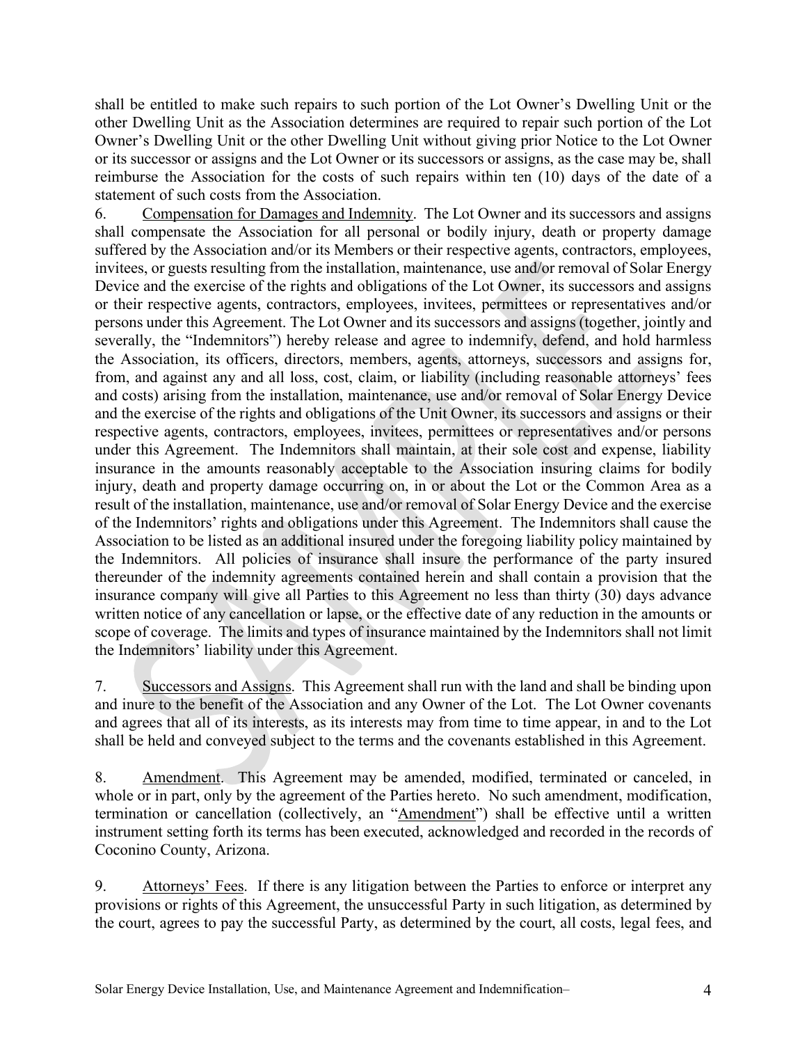shall be entitled to make such repairs to such portion of the Lot Owner's Dwelling Unit or the other Dwelling Unit as the Association determines are required to repair such portion of the Lot Owner's Dwelling Unit or the other Dwelling Unit without giving prior Notice to the Lot Owner or its successor or assigns and the Lot Owner or its successors or assigns, as the case may be, shall reimburse the Association for the costs of such repairs within ten (10) days of the date of a statement of such costs from the Association.

6. Compensation for Damages and Indemnity. The Lot Owner and its successors and assigns shall compensate the Association for all personal or bodily injury, death or property damage suffered by the Association and/or its Members or their respective agents, contractors, employees, invitees, or guests resulting from the installation, maintenance, use and/or removal of Solar Energy Device and the exercise of the rights and obligations of the Lot Owner, its successors and assigns or their respective agents, contractors, employees, invitees, permittees or representatives and/or persons under this Agreement. The Lot Owner and its successors and assigns (together, jointly and severally, the "Indemnitors") hereby release and agree to indemnify, defend, and hold harmless the Association, its officers, directors, members, agents, attorneys, successors and assigns for, from, and against any and all loss, cost, claim, or liability (including reasonable attorneys' fees and costs) arising from the installation, maintenance, use and/or removal of Solar Energy Device and the exercise of the rights and obligations of the Unit Owner, its successors and assigns or their respective agents, contractors, employees, invitees, permittees or representatives and/or persons under this Agreement. The Indemnitors shall maintain, at their sole cost and expense, liability insurance in the amounts reasonably acceptable to the Association insuring claims for bodily injury, death and property damage occurring on, in or about the Lot or the Common Area as a result of the installation, maintenance, use and/or removal of Solar Energy Device and the exercise of the Indemnitors' rights and obligations under this Agreement. The Indemnitors shall cause the Association to be listed as an additional insured under the foregoing liability policy maintained by the Indemnitors. All policies of insurance shall insure the performance of the party insured thereunder of the indemnity agreements contained herein and shall contain a provision that the insurance company will give all Parties to this Agreement no less than thirty (30) days advance written notice of any cancellation or lapse, or the effective date of any reduction in the amounts or scope of coverage. The limits and types of insurance maintained by the Indemnitors shall not limit the Indemnitors' liability under this Agreement.

7. Successors and Assigns. This Agreement shall run with the land and shall be binding upon and inure to the benefit of the Association and any Owner of the Lot. The Lot Owner covenants and agrees that all of its interests, as its interests may from time to time appear, in and to the Lot shall be held and conveyed subject to the terms and the covenants established in this Agreement.

8. Amendment. This Agreement may be amended, modified, terminated or canceled, in whole or in part, only by the agreement of the Parties hereto. No such amendment, modification, termination or cancellation (collectively, an "Amendment") shall be effective until a written instrument setting forth its terms has been executed, acknowledged and recorded in the records of Coconino County, Arizona.

9. Attorneys' Fees. If there is any litigation between the Parties to enforce or interpret any provisions or rights of this Agreement, the unsuccessful Party in such litigation, as determined by the court, agrees to pay the successful Party, as determined by the court, all costs, legal fees, and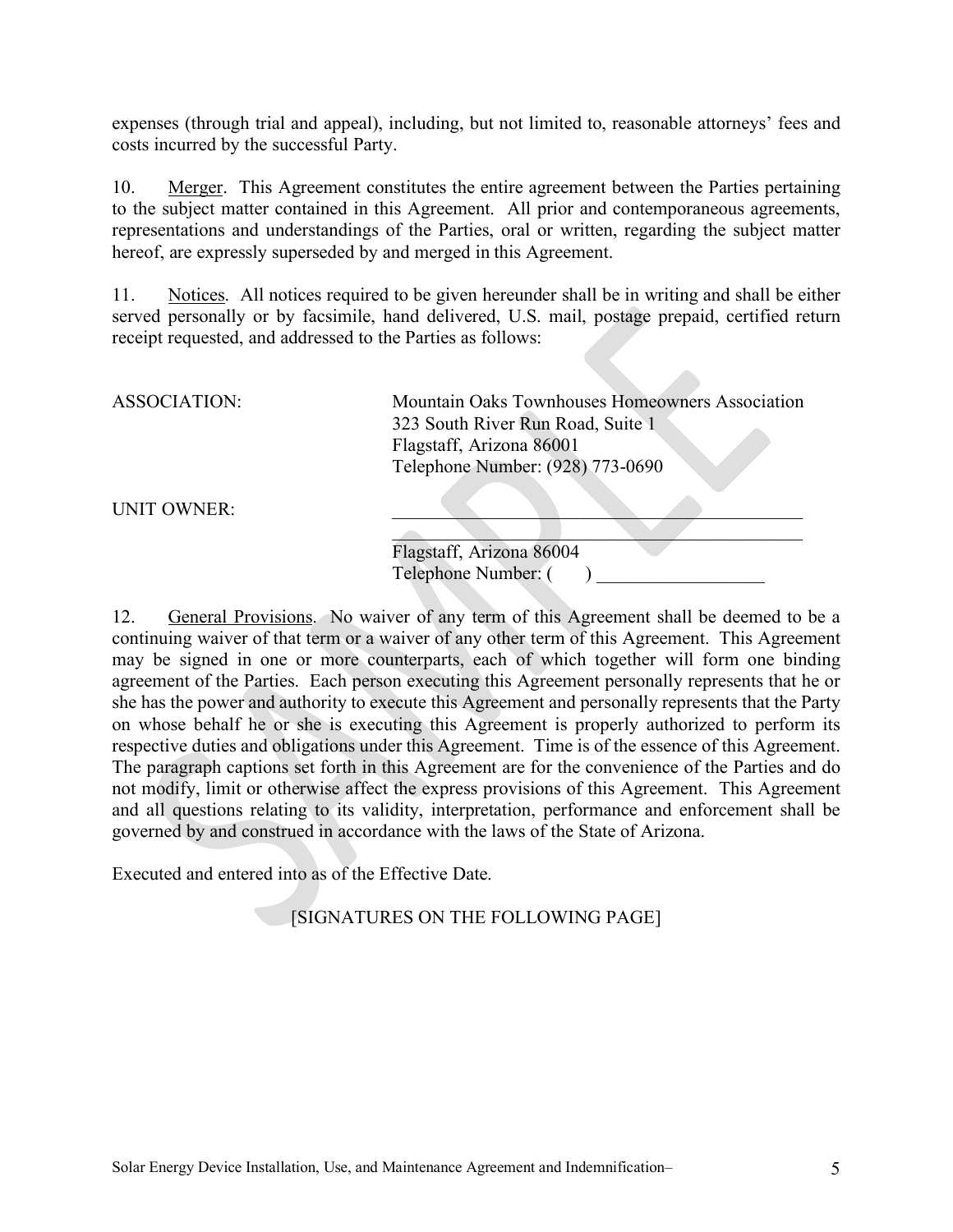expenses (through trial and appeal), including, but not limited to, reasonable attorneys' fees and costs incurred by the successful Party.

10. Merger. This Agreement constitutes the entire agreement between the Parties pertaining to the subject matter contained in this Agreement. All prior and contemporaneous agreements, representations and understandings of the Parties, oral or written, regarding the subject matter hereof, are expressly superseded by and merged in this Agreement.

11. Notices. All notices required to be given hereunder shall be in writing and shall be either served personally or by facsimile, hand delivered, U.S. mail, postage prepaid, certified return receipt requested, and addressed to the Parties as follows:

ASSOCIATION:
Mountain Oaks Townhouses Homeowners Association
323 South River Run Road, Suite 1
Flagstaff, Arizona 86001
Telephone Number: (928) 773-0690

UNIT OWNER:
\_\_\_\_\_\_\_\_\_\_\_\_\_\_\_\_\_\_\_\_\_\_\_\_\_\_\_\_\_\_\_\_\_\_\_\_\_\_\_\_\_\_\_\_
\_\_\_\_\_\_\_\_\_\_\_\_\_\_\_\_\_\_\_\_\_\_\_\_\_\_\_\_\_\_\_\_\_\_\_\_\_\_\_\_\_\_\_\_
Flagstaff, Arizona 86004
Telephone Number: (      ) \_\_\_\_\_\_\_\_\_\_\_\_\_\_\_\_\_\_

12. General Provisions. No waiver of any term of this Agreement shall be deemed to be a continuing waiver of that term or a waiver of any other term of this Agreement. This Agreement may be signed in one or more counterparts, each of which together will form one binding agreement of the Parties. Each person executing this Agreement personally represents that he or she has the power and authority to execute this Agreement and personally represents that the Party on whose behalf he or she is executing this Agreement is properly authorized to perform its respective duties and obligations under this Agreement. Time is of the essence of this Agreement. The paragraph captions set forth in this Agreement are for the convenience of the Parties and do not modify, limit or otherwise affect the express provisions of this Agreement. This Agreement and all questions relating to its validity, interpretation, performance and enforcement shall be governed by and construed in accordance with the laws of the State of Arizona.

Executed and entered into as of the Effective Date.

[SIGNATURES ON THE FOLLOWING PAGE]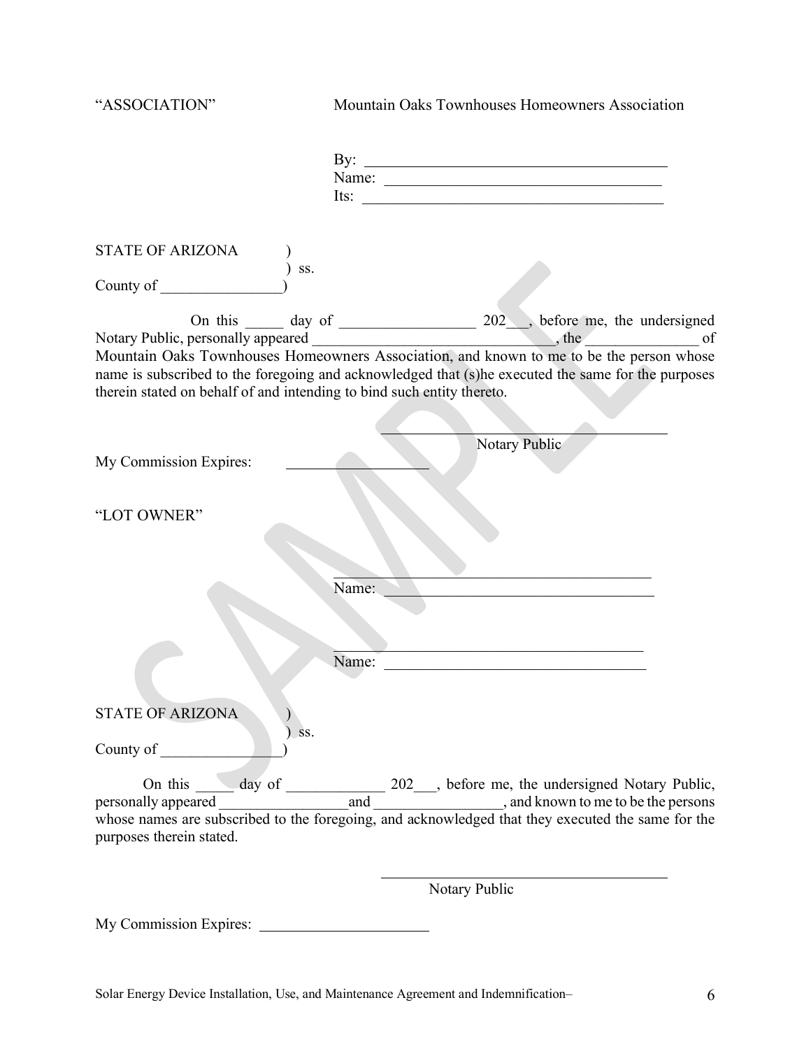"ASSOCIATION" Mountain Oaks Townhouses Homeowners Association

By: ______________________________________

Name: ____________________________________

Its: ______________________________________

STATE OF ARIZONA )
) ss.
County of ________________)

On this _____ day of _________________ 202___, before me, the undersigned Notary Public, personally appeared _______________________________, the ______________ of Mountain Oaks Townhouses Homeowners Association, and known to me to be the person whose name is subscribed to the foregoing and acknowledged that (s)he executed the same for the purposes therein stated on behalf of and intending to bind such entity thereto.

_______________________________________
Notary Public

My Commission Expires: ___________________

"LOT OWNER"

_______________________________________
Name: __________________________________

_______________________________________
Name: __________________________________

STATE OF ARIZONA )
) ss.
County of ________________)

On this _____ day of _____________ 202___, before me, the undersigned Notary Public, personally appeared _________________and _________________, and known to me to be the persons whose names are subscribed to the foregoing, and acknowledged that they executed the same for the purposes therein stated.

_______________________________________
Notary Public

My Commission Expires: ______________________

SAMPLE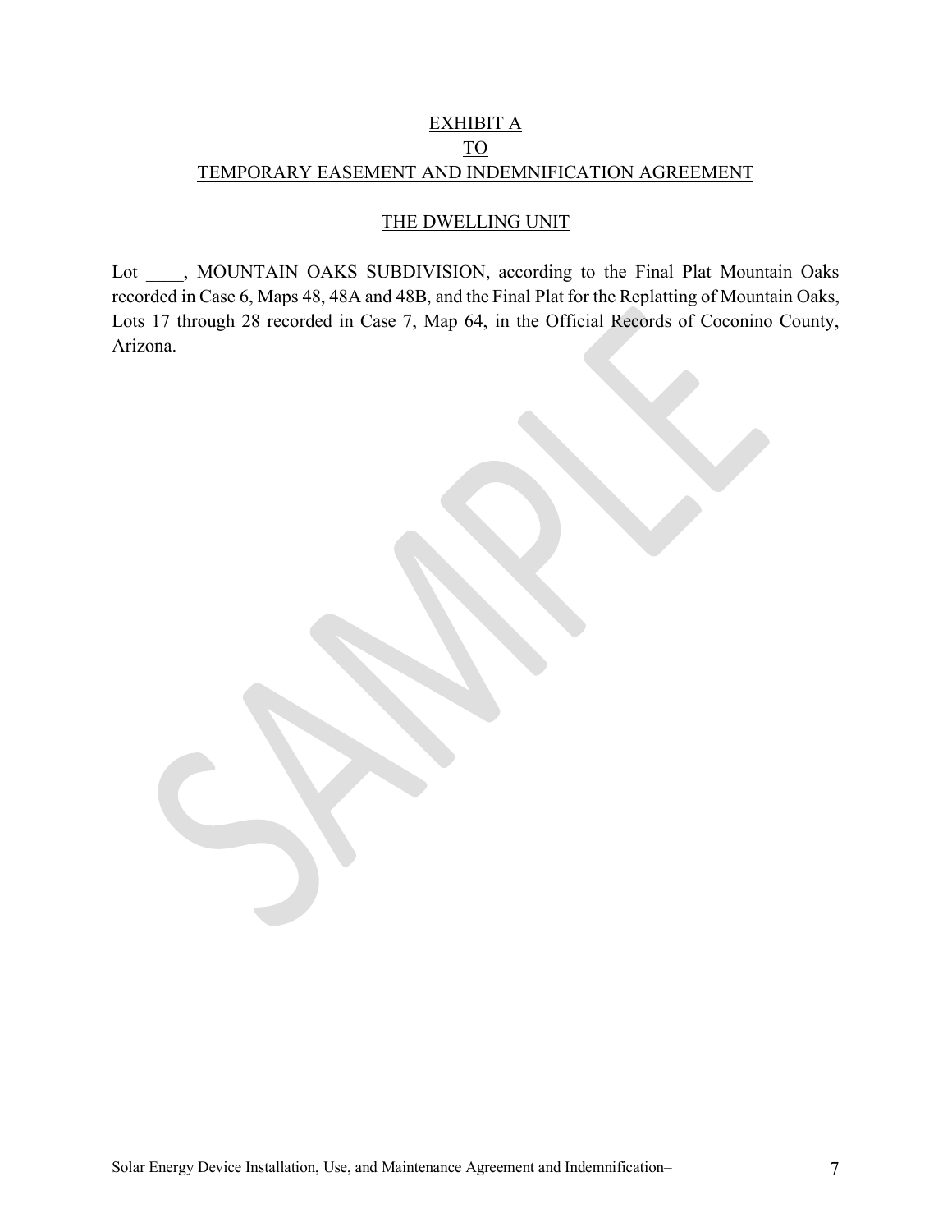EXHIBIT A

TO

TEMPORARY EASEMENT AND INDEMNIFICATION AGREEMENT

THE DWELLING UNIT

Lot ____, MOUNTAIN OAKS SUBDIVISION, according to the Final Plat Mountain Oaks recorded in Case 6, Maps 48, 48A and 48B, and the Final Plat for the Replatting of Mountain Oaks, Lots 17 through 28 recorded in Case 7, Map 64, in the Official Records of Coconino County, Arizona.